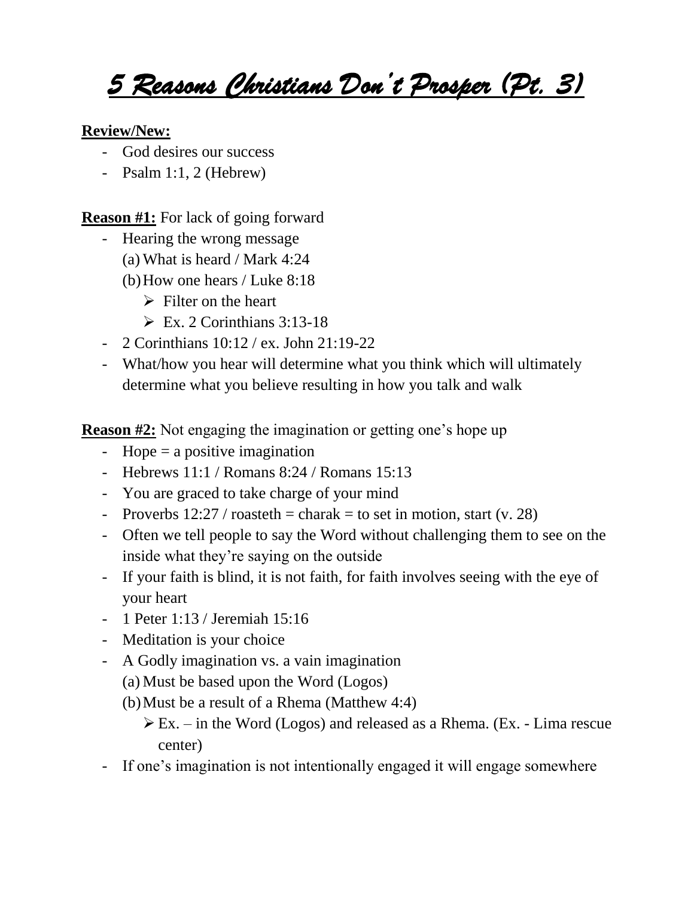# *5 Reasons Christians Don't Prosper (Pt. 3)*

**Review/New:**

- God desires our success
- Psalm 1:1, 2 (Hebrew)

**Reason #1:** For lack of going forward

- Hearing the wrong message
  (a) What is heard / Mark 4:24
  (b) How one hears / Luke 8:18
    - Filter on the heart
    - Ex. 2 Corinthians 3:13-18
- 2 Corinthians 10:12 / ex. John 21:19-22
- What/how you hear will determine what you think which will ultimately determine what you believe resulting in how you talk and walk

**Reason #2:** Not engaging the imagination or getting one's hope up

- Hope = a positive imagination
- Hebrews 11:1 / Romans 8:24 / Romans 15:13
- You are graced to take charge of your mind
- Proverbs 12:27 / roasteth = charak = to set in motion, start (v. 28)
- Often we tell people to say the Word without challenging them to see on the inside what they're saying on the outside
- If your faith is blind, it is not faith, for faith involves seeing with the eye of your heart
- 1 Peter 1:13 / Jeremiah 15:16
- Meditation is your choice
- A Godly imagination vs. a vain imagination
  (a) Must be based upon the Word (Logos)
  (b) Must be a result of a Rhema (Matthew 4:4)
    - Ex. – in the Word (Logos) and released as a Rhema. (Ex. - Lima rescue center)
- If one's imagination is not intentionally engaged it will engage somewhere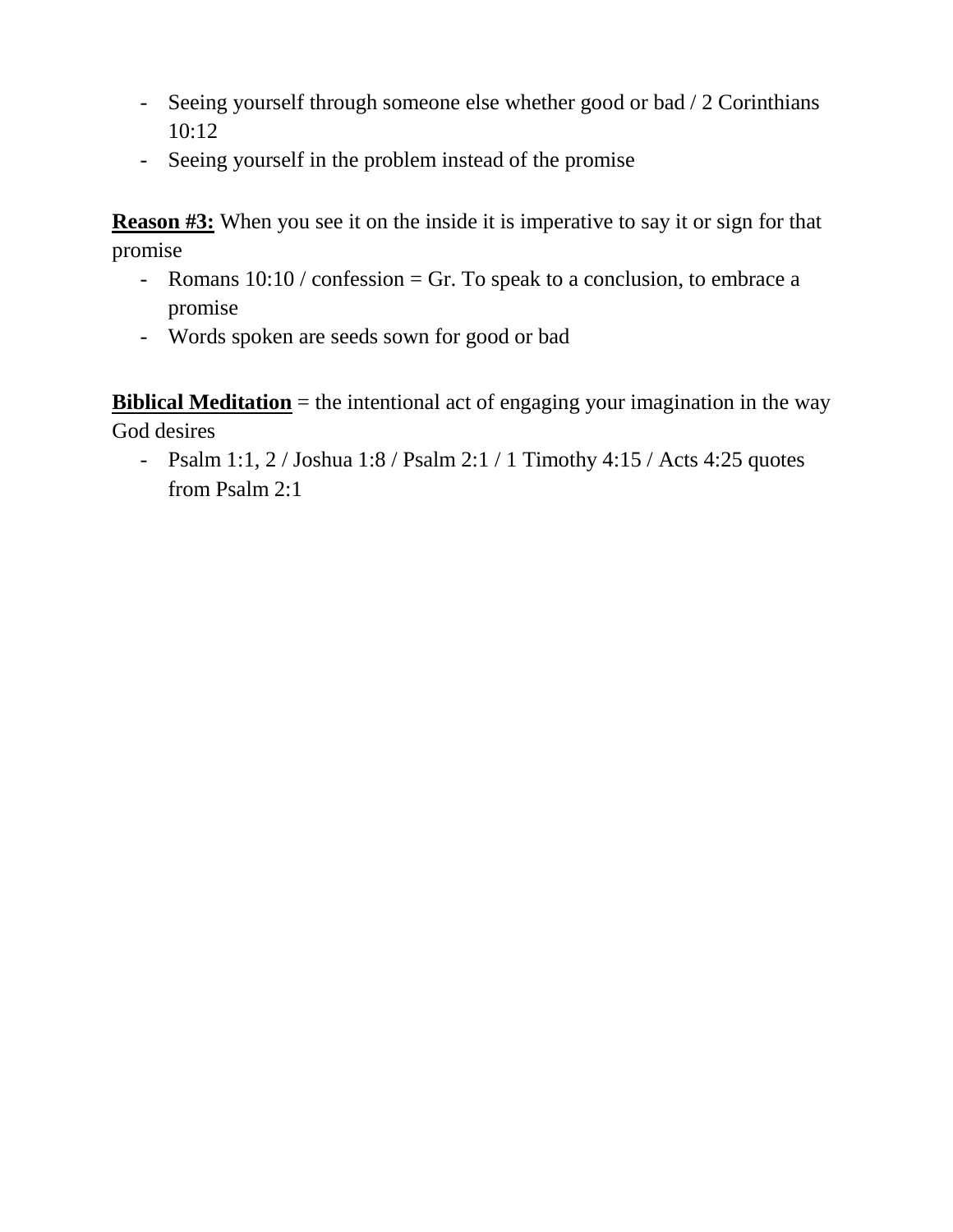- Seeing yourself through someone else whether good or bad / 2 Corinthians 10:12
- Seeing yourself in the problem instead of the promise

**Reason #3:** When you see it on the inside it is imperative to say it or sign for that promise

- Romans 10:10 / confession = Gr. To speak to a conclusion, to embrace a promise
- Words spoken are seeds sown for good or bad

**Biblical Meditation** = the intentional act of engaging your imagination in the way God desires

- Psalm 1:1, 2 / Joshua 1:8 / Psalm 2:1 / 1 Timothy 4:15 / Acts 4:25 quotes from Psalm 2:1